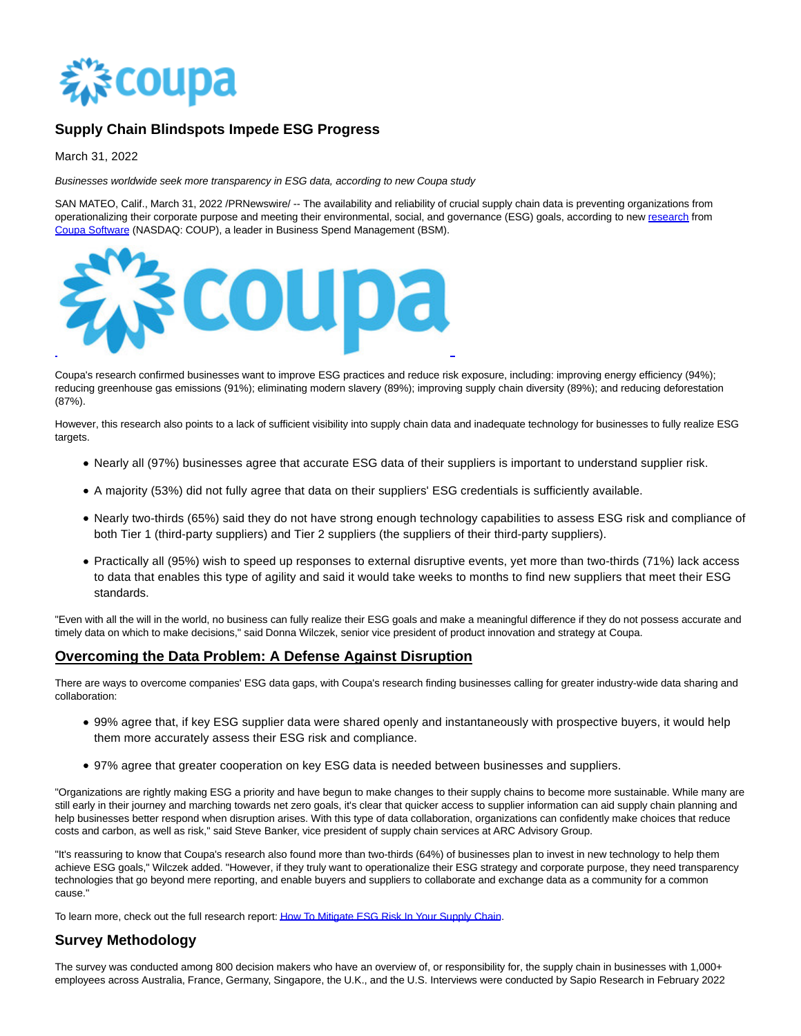# Supply Chain Blindspots Impede ESG Progress

March 31, 2022

*Businesses worldwide seek more transparency in ESG data, according to new Coupa study*

SAN MATEO, Calif., March 31, 2022 /PRNewswire/ -- The availability and reliability of crucial supply chain data is preventing organizations from operationalizing their corporate purpose and meeting their environmental, social, and governance (ESG) goals, according to new research from Coupa Software (NASDAQ: COUP), a leader in Business Spend Management (BSM).

Coupa's research confirmed businesses want to improve ESG practices and reduce risk exposure, including: improving energy efficiency (94%); reducing greenhouse gas emissions (91%); eliminating modern slavery (89%); improving supply chain diversity (89%); and reducing deforestation (87%).

However, this research also points to a lack of sufficient visibility into supply chain data and inadequate technology for businesses to fully realize ESG targets.

- Nearly all (97%) businesses agree that accurate ESG data of their suppliers is important to understand supplier risk.
- A majority (53%) did not fully agree that data on their suppliers' ESG credentials is sufficiently available.
- Nearly two-thirds (65%) said they do not have strong enough technology capabilities to assess ESG risk and compliance of both Tier 1 (third-party suppliers) and Tier 2 suppliers (the suppliers of their third-party suppliers).
- Practically all (95%) wish to speed up responses to external disruptive events, yet more than two-thirds (71%) lack access to data that enables this type of agility and said it would take weeks to months to find new suppliers that meet their ESG standards.

"Even with all the will in the world, no business can fully realize their ESG goals and make a meaningful difference if they do not possess accurate and timely data on which to make decisions," said Donna Wilczek, senior vice president of product innovation and strategy at Coupa.

## Overcoming the Data Problem: A Defense Against Disruption

There are ways to overcome companies' ESG data gaps, with Coupa's research finding businesses calling for greater industry-wide data sharing and collaboration:

- 99% agree that, if key ESG supplier data were shared openly and instantaneously with prospective buyers, it would help them more accurately assess their ESG risk and compliance.
- 97% agree that greater cooperation on key ESG data is needed between businesses and suppliers.

"Organizations are rightly making ESG a priority and have begun to make changes to their supply chains to become more sustainable. While many are still early in their journey and marching towards net zero goals, it's clear that quicker access to supplier information can aid supply chain planning and help businesses better respond when disruption arises. With this type of data collaboration, organizations can confidently make choices that reduce costs and carbon, as well as risk," said Steve Banker, vice president of supply chain services at ARC Advisory Group.

"It's reassuring to know that Coupa's research also found more than two-thirds (64%) of businesses plan to invest in new technology to help them achieve ESG goals," Wilczek added. "However, if they truly want to operationalize their ESG strategy and corporate purpose, they need transparency technologies that go beyond mere reporting, and enable buyers and suppliers to collaborate and exchange data as a community for a common cause."

To learn more, check out the full research report: How To Mitigate ESG Risk In Your Supply Chain.

## Survey Methodology

The survey was conducted among 800 decision makers who have an overview of, or responsibility for, the supply chain in businesses with 1,000+ employees across Australia, France, Germany, Singapore, the U.K., and the U.S. Interviews were conducted by Sapio Research in February 2022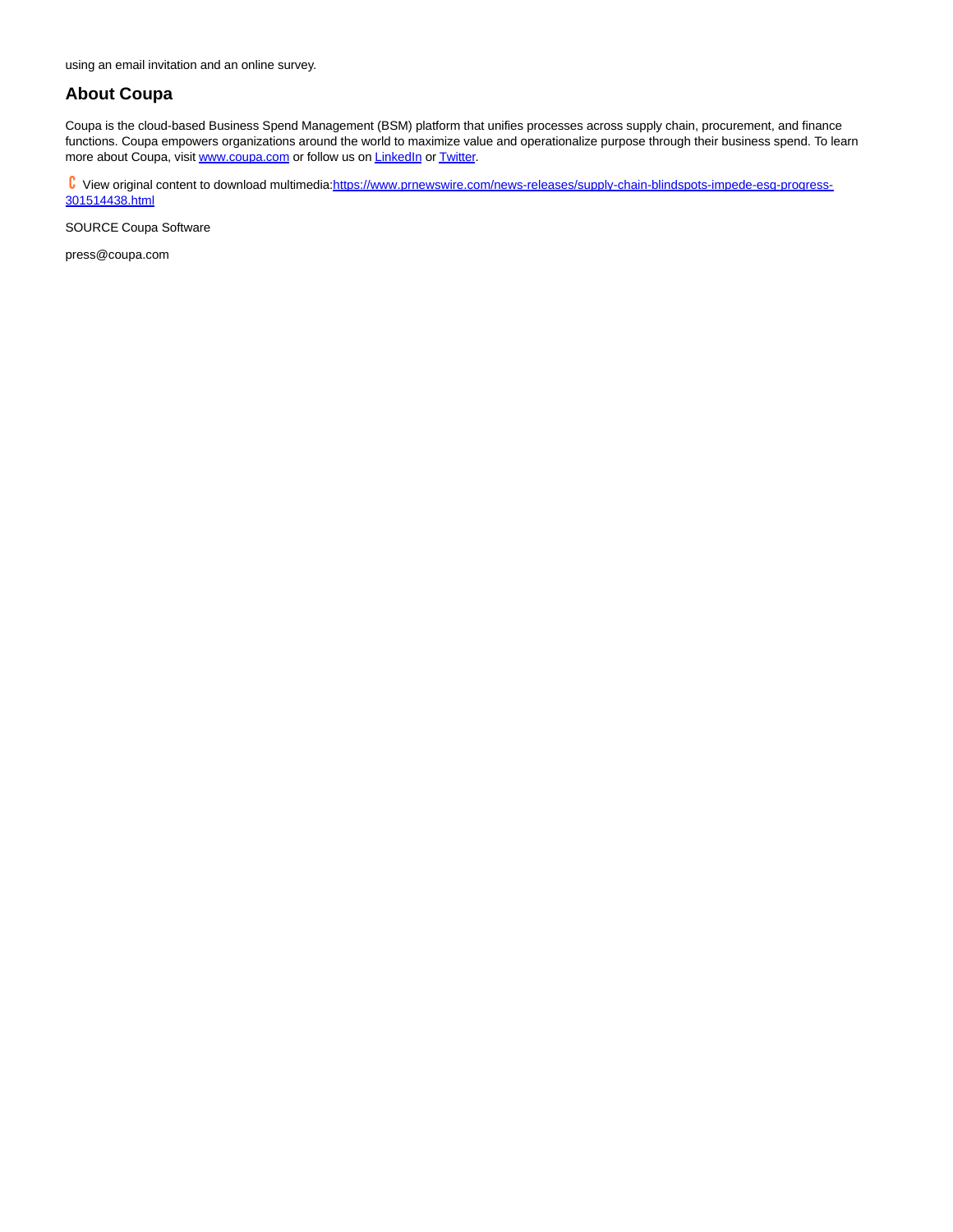using an email invitation and an online survey.

## About Coupa

Coupa is the cloud-based Business Spend Management (BSM) platform that unifies processes across supply chain, procurement, and finance functions. Coupa empowers organizations around the world to maximize value and operationalize purpose through their business spend. To learn more about Coupa, visit [www.coupa.com](www.coupa.com) or follow us on [LinkedIn] or [Twitter].

View original content to download multimedia:[https://www.prnewswire.com/news-releases/supply-chain-blindspots-impede-esg-progress-301514438.html](https://www.prnewswire.com/news-releases/supply-chain-blindspots-impede-esg-progress-301514438.html)

SOURCE Coupa Software

press@coupa.com